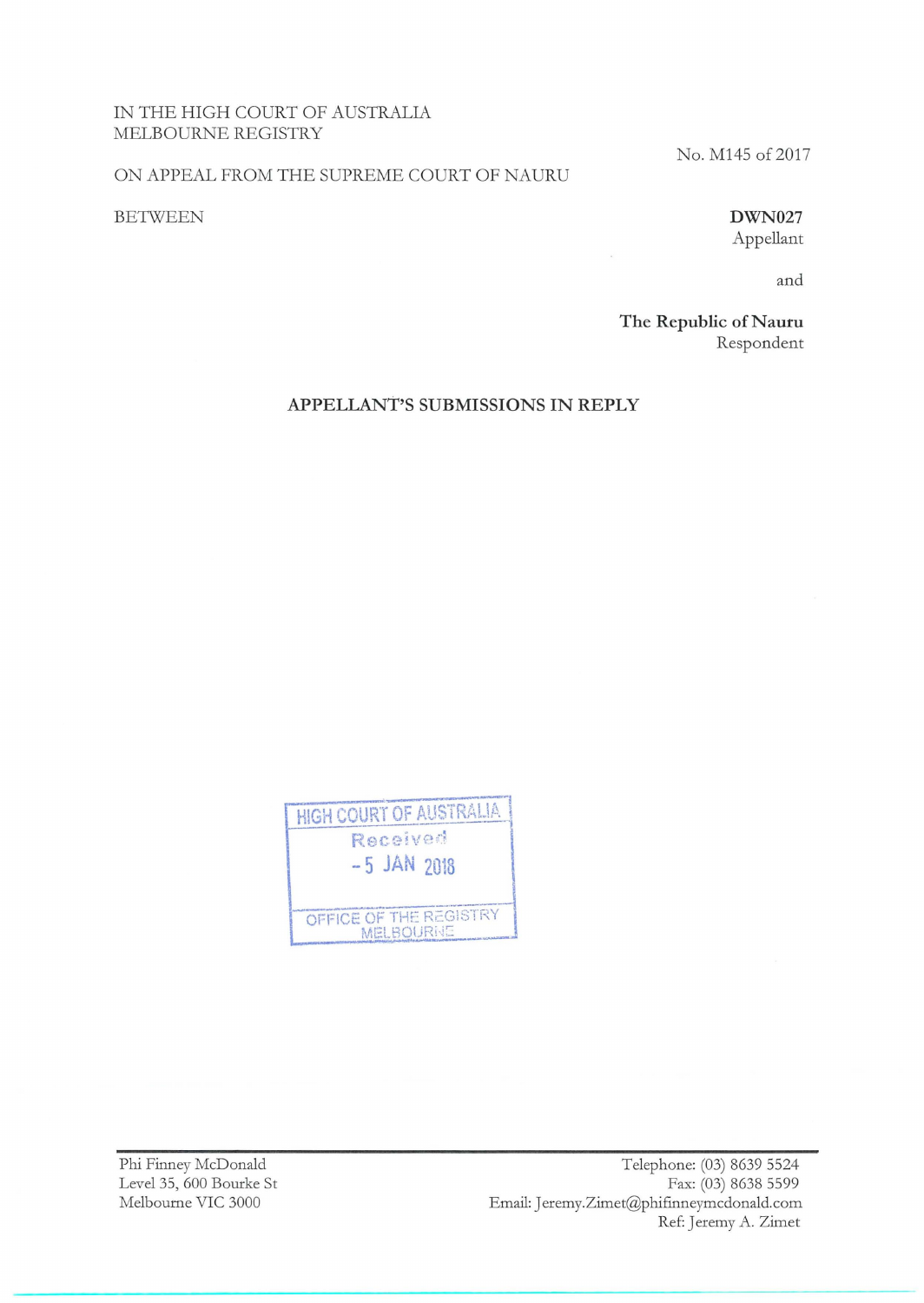IN THE HIGH COURT OF AUSTRALIA
MELBOURNE REGISTRY

No. M145 of 2017

ON APPEAL FROM THE SUPREME COURT OF NAURU

BETWEEN

**DWN027**
Appellant

and

**The Republic of Nauru**
Respondent

**APPELLANT'S SUBMISSIONS IN REPLY**

HIGH COURT OF AUSTRALIA
Received
- 5 JAN 2018
OFFICE OF THE REGISTRY
MELBOURNE

Phi Finney McDonald
Level 35, 600 Bourke St
Melbourne VIC 3000

Telephone: (03) 8639 5524
Fax: (03) 8638 5599
Email: Jeremy.Zimet@phifinneymcdonald.com
Ref: Jeremy A. Zimet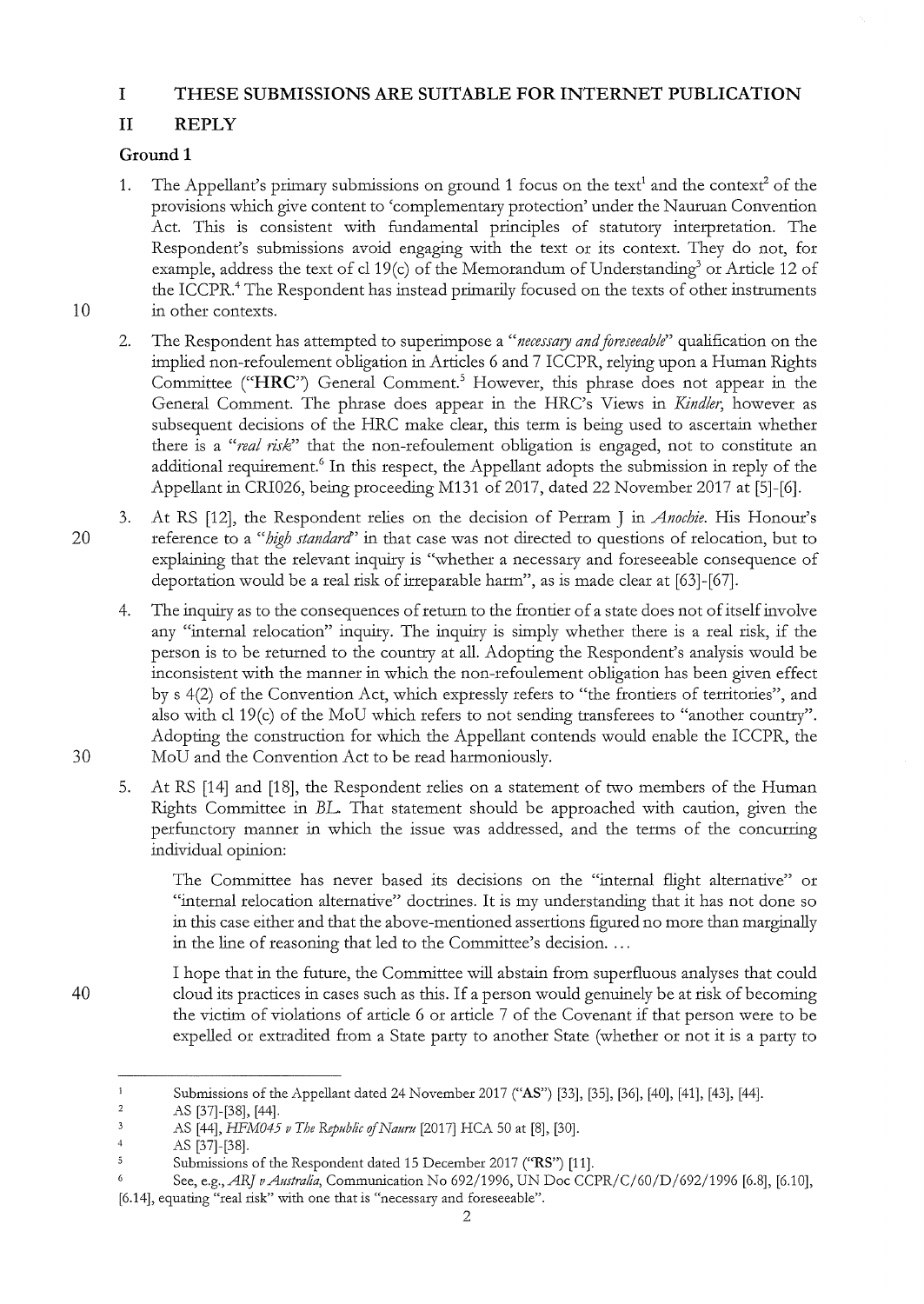## I THESE SUBMISSIONS ARE SUITABLE FOR INTERNET PUBLICATION

## II REPLY

### Ground 1

1. The Appellant's primary submissions on ground 1 focus on the text[1] and the context[2] of the provisions which give content to 'complementary protection' under the Nauruan Convention Act. This is consistent with fundamental principles of statutory interpretation. The Respondent's submissions avoid engaging with the text or its context. They do not, for example, address the text of cl 19(c) of the Memorandum of Understanding[3] or Article 12 of the ICCPR.[4] The Respondent has instead primarily focused on the texts of other instruments in other contexts.

2. The Respondent has attempted to superimpose a *"necessary and foreseeable"* qualification on the implied non-refoulement obligation in Articles 6 and 7 ICCPR, relying upon a Human Rights Committee (**"HRC"**) General Comment.[5] However, this phrase does not appear in the General Comment. The phrase does appear in the HRC's Views in *Kindler*, however as subsequent decisions of the HRC make clear, this term is being used to ascertain whether there is a *"real risk"* that the non-refoulement obligation is engaged, not to constitute an additional requirement.[6] In this respect, the Appellant adopts the submission in reply of the Appellant in CRI026, being proceeding M131 of 2017, dated 22 November 2017 at [5]-[6].

3. At RS [12], the Respondent relies on the decision of Perram J in *Anochie*. His Honour's reference to a *"high standard"* in that case was not directed to questions of relocation, but to explaining that the relevant inquiry is "whether a necessary and foreseeable consequence of deportation would be a real risk of irreparable harm", as is made clear at [63]-[67].

4. The inquiry as to the consequences of return to the frontier of a state does not of itself involve any "internal relocation" inquiry. The inquiry is simply whether there is a real risk, if the person is to be returned to the country at all. Adopting the Respondent's analysis would be inconsistent with the manner in which the non-refoulement obligation has been given effect by s 4(2) of the Convention Act, which expressly refers to "the frontiers of territories", and also with cl 19(c) of the MoU which refers to not sending transferees to "another country". Adopting the construction for which the Appellant contends would enable the ICCPR, the MoU and the Convention Act to be read harmoniously.

5. At RS [14] and [18], the Respondent relies on a statement of two members of the Human Rights Committee in *BL*. That statement should be approached with caution, given the perfunctory manner in which the issue was addressed, and the terms of the concurring individual opinion:

> The Committee has never based its decisions on the "internal flight alternative" or "internal relocation alternative" doctrines. It is my understanding that it has not done so in this case either and that the above-mentioned assertions figured no more than marginally in the line of reasoning that led to the Committee's decision. …
>
> I hope that in the future, the Committee will abstain from superfluous analyses that could cloud its practices in cases such as this. If a person would genuinely be at risk of becoming the victim of violations of article 6 or article 7 of the Covenant if that person were to be expelled or extradited from a State party to another State (whether or not it is a party to

---

[1] Submissions of the Appellant dated 24 November 2017 ("**AS**") [33], [35], [36], [40], [41], [43], [44].

[2] AS [37]-[38], [44].

[3] AS [44], *HFM045 v The Republic of Nauru* [2017] HCA 50 at [8], [30].

[4] AS [37]-[38].

[5] Submissions of the Respondent dated 15 December 2017 ("**RS**") [11].

[6] See, e.g., *ARJ v Australia*, Communication No 692/1996, UN Doc CCPR/C/60/D/692/1996 [6.8], [6.10], [6.14], equating "real risk" with one that is "necessary and foreseeable".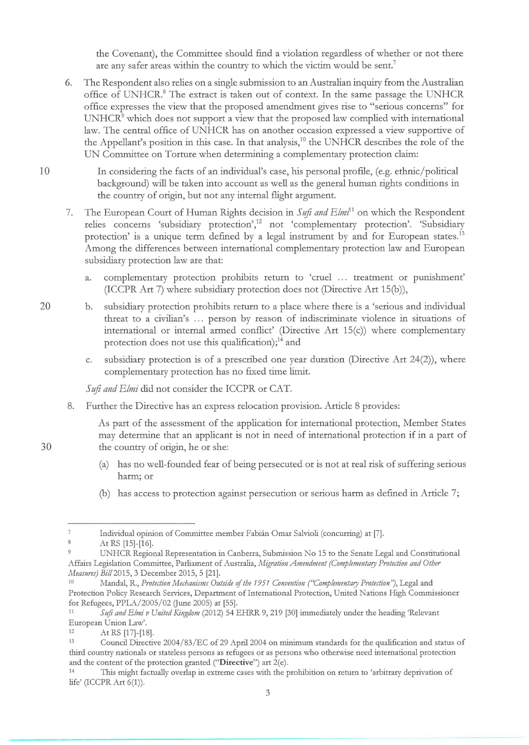the Covenant), the Committee should find a violation regardless of whether or not there are any safer areas within the country to which the victim would be sent.[7]

6. The Respondent also relies on a single submission to an Australian inquiry from the Australian office of UNHCR.[8] The extract is taken out of context. In the same passage the UNHCR office expresses the view that the proposed amendment gives rise to "serious concerns" for UNHCR[9] which does not support a view that the proposed law complied with international law. The central office of UNHCR has on another occasion expressed a view supportive of the Appellant's position in this case. In that analysis,[10] the UNHCR describes the role of the UN Committee on Torture when determining a complementary protection claim:

   In considering the facts of an individual's case, his personal profile, (e.g. ethnic/political background) will be taken into account as well as the general human rights conditions in the country of origin, but not any internal flight argument.

7. The European Court of Human Rights decision in *Sufi and Elmi*[11] on which the Respondent relies concerns 'subsidiary protection',[12] not 'complementary protection'. 'Subsidiary protection' is a unique term defined by a legal instrument by and for European states.[13] Among the differences between international complementary protection law and European subsidiary protection law are that:

   a. complementary protection prohibits return to 'cruel … treatment or punishment' (ICCPR Art 7) where subsidiary protection does not (Directive Art 15(b)),

   b. subsidiary protection prohibits return to a place where there is a 'serious and individual threat to a civilian's … person by reason of indiscriminate violence in situations of international or internal armed conflict' (Directive Art 15(c)) where complementary protection does not use this qualification);[14] and

   c. subsidiary protection is of a prescribed one year duration (Directive Art 24(2)), where complementary protection has no fixed time limit.

   *Sufi and Elmi* did not consider the ICCPR or CAT.

8. Further the Directive has an express relocation provision. Article 8 provides:

   As part of the assessment of the application for international protection, Member States may determine that an applicant is not in need of international protection if in a part of the country of origin, he or she:

   (a) has no well-founded fear of being persecuted or is not at real risk of suffering serious harm; or

   (b) has access to protection against persecution or serious harm as defined in Article 7;

---

[7] Individual opinion of Committee member Fabián Omar Salvioli (concurring) at [7].

[8] At RS [15]-[16].

[9] UNHCR Regional Representation in Canberra, Submission No 15 to the Senate Legal and Constitutional Affairs Legislation Committee, Parliament of Australia, *Migration Amendment (Complementary Protection and Other Measures) Bill* 2015, 3 December 2015, 5 [21].

[10] Mandal, R., *Protection Mechanisms Outside of the 1951 Convention ("Complementary Protection")*, Legal and Protection Policy Research Services, Department of International Protection, United Nations High Commissioner for Refugees, PPLA/2005/02 (June 2005) at [55].

[11] *Sufi and Elmi v United Kingdom* (2012) 54 EHRR 9, 219 [30] immediately under the heading 'Relevant European Union Law'.

[12] At RS [17]-[18].

[13] Council Directive 2004/83/EC of 29 April 2004 on minimum standards for the qualification and status of third country nationals or stateless persons as refugees or as persons who otherwise need international protection and the content of the protection granted ("**Directive**") art 2(e).

[14] This might factually overlap in extreme cases with the prohibition on return to 'arbitrary deprivation of life' (ICCPR Art 6(1)).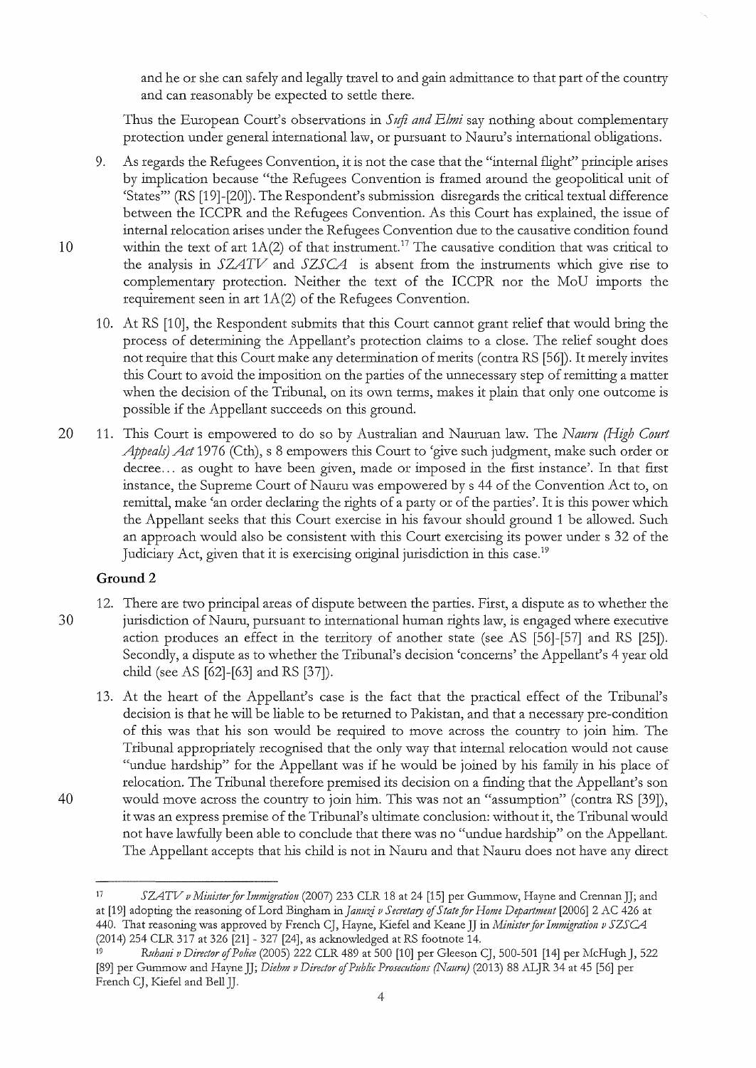and he or she can safely and legally travel to and gain admittance to that part of the country and can reasonably be expected to settle there.

Thus the European Court's observations in *Sufi and Elmi* say nothing about complementary protection under general international law, or pursuant to Nauru's international obligations.

9. As regards the Refugees Convention, it is not the case that the "internal flight" principle arises by implication because "the Refugees Convention is framed around the geopolitical unit of 'States'" (RS [19]-[20]). The Respondent's submission disregards the critical textual difference between the ICCPR and the Refugees Convention. As this Court has explained, the issue of internal relocation arises under the Refugees Convention due to the causative condition found within the text of art 1A(2) of that instrument.[17] The causative condition that was critical to the analysis in *SZATV* and *SZSCA* is absent from the instruments which give rise to complementary protection. Neither the text of the ICCPR nor the MoU imports the requirement seen in art 1A(2) of the Refugees Convention.

10. At RS [10], the Respondent submits that this Court cannot grant relief that would bring the process of determining the Appellant's protection claims to a close. The relief sought does not require that this Court make any determination of merits (contra RS [56]). It merely invites this Court to avoid the imposition on the parties of the unnecessary step of remitting a matter when the decision of the Tribunal, on its own terms, makes it plain that only one outcome is possible if the Appellant succeeds on this ground.

11. This Court is empowered to do so by Australian and Nauruan law. The *Nauru (High Court Appeals) Act* 1976 (Cth), s 8 empowers this Court to 'give such judgment, make such order or decree… as ought to have been given, made or imposed in the first instance'. In that first instance, the Supreme Court of Nauru was empowered by s 44 of the Convention Act to, on remittal, make 'an order declaring the rights of a party or of the parties'. It is this power which the Appellant seeks that this Court exercise in his favour should ground 1 be allowed. Such an approach would also be consistent with this Court exercising its power under s 32 of the Judiciary Act, given that it is exercising original jurisdiction in this case.[19]

## Ground 2

12. There are two principal areas of dispute between the parties. First, a dispute as to whether the jurisdiction of Nauru, pursuant to international human rights law, is engaged where executive action produces an effect in the territory of another state (see AS [56]-[57] and RS [25]). Secondly, a dispute as to whether the Tribunal's decision 'concerns' the Appellant's 4 year old child (see AS [62]-[63] and RS [37]).

13. At the heart of the Appellant's case is the fact that the practical effect of the Tribunal's decision is that he will be liable to be returned to Pakistan, and that a necessary pre-condition of this was that his son would be required to move across the country to join him. The Tribunal appropriately recognised that the only way that internal relocation would not cause "undue hardship" for the Appellant was if he would be joined by his family in his place of relocation. The Tribunal therefore premised its decision on a finding that the Appellant's son would move across the country to join him. This was not an "assumption" (contra RS [39]), it was an express premise of the Tribunal's ultimate conclusion: without it, the Tribunal would not have lawfully been able to conclude that there was no "undue hardship" on the Appellant. The Appellant accepts that his child is not in Nauru and that Nauru does not have any direct

---

[17] *SZATV v Minister for Immigration* (2007) 233 CLR 18 at 24 [15] per Gummow, Hayne and Crennan JJ; and at [19] adopting the reasoning of Lord Bingham in *Januzi v Secretary of State for Home Department* [2006] 2 AC 426 at 440. That reasoning was approved by French CJ, Hayne, Kiefel and Keane JJ in *Minister for Immigration v SZSCA* (2014) 254 CLR 317 at 326 [21] - 327 [24], as acknowledged at RS footnote 14.

[19] *Ruhani v Director of Police* (2005) 222 CLR 489 at 500 [10] per Gleeson CJ, 500-501 [14] per McHugh J, 522 [89] per Gummow and Hayne JJ; *Diehm v Director of Public Prosecutions (Nauru)* (2013) 88 ALJR 34 at 45 [56] per French CJ, Kiefel and Bell JJ.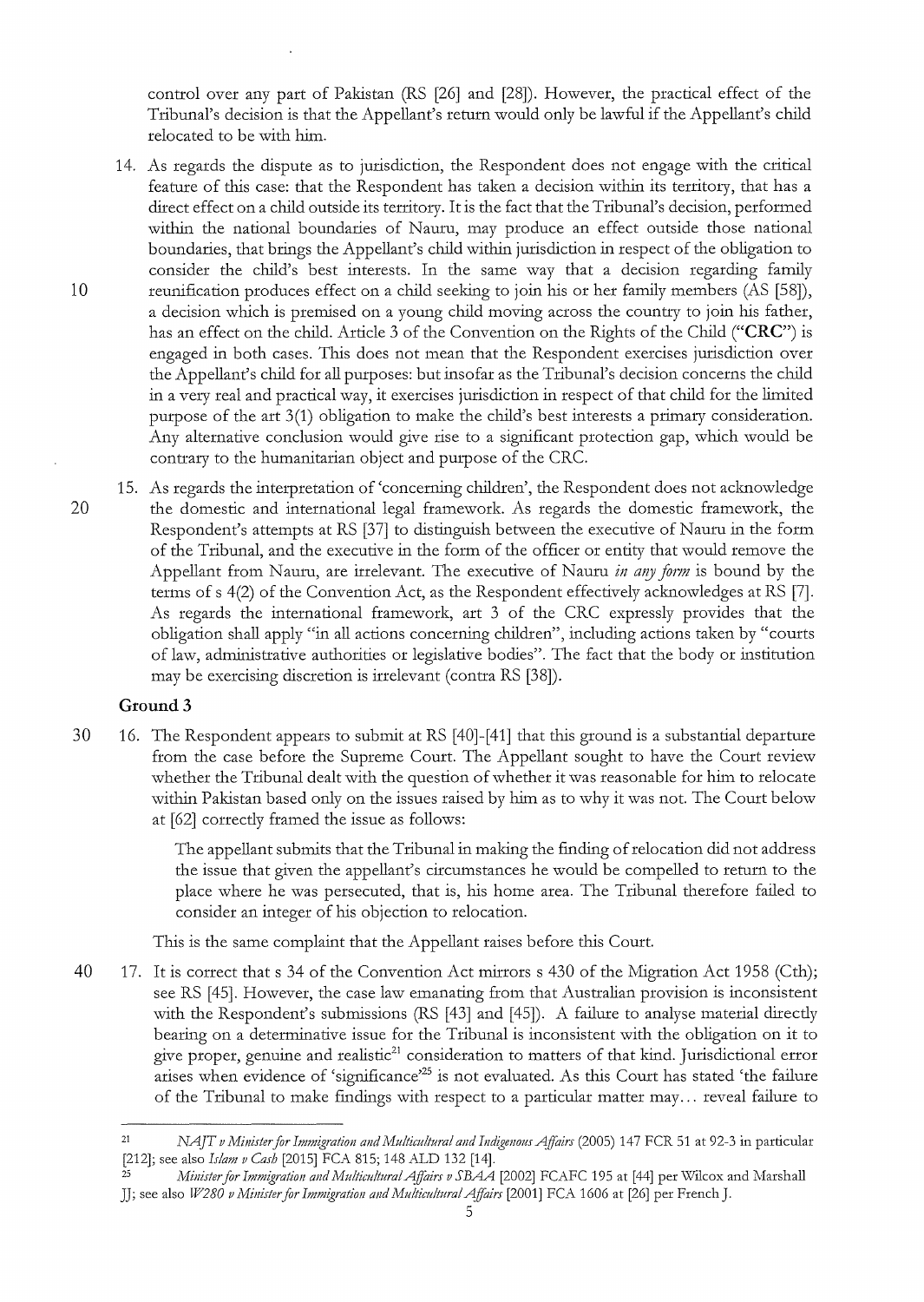control over any part of Pakistan (RS [26] and [28]). However, the practical effect of the Tribunal's decision is that the Appellant's return would only be lawful if the Appellant's child relocated to be with him.

14. As regards the dispute as to jurisdiction, the Respondent does not engage with the critical feature of this case: that the Respondent has taken a decision within its territory, that has a direct effect on a child outside its territory. It is the fact that the Tribunal's decision, performed within the national boundaries of Nauru, may produce an effect outside those national boundaries, that brings the Appellant's child within jurisdiction in respect of the obligation to consider the child's best interests. In the same way that a decision regarding family reunification produces effect on a child seeking to join his or her family members (AS [58]), a decision which is premised on a young child moving across the country to join his father, has an effect on the child. Article 3 of the Convention on the Rights of the Child (**"CRC"**) is engaged in both cases. This does not mean that the Respondent exercises jurisdiction over the Appellant's child for all purposes: but insofar as the Tribunal's decision concerns the child in a very real and practical way, it exercises jurisdiction in respect of that child for the limited purpose of the art 3(1) obligation to make the child's best interests a primary consideration. Any alternative conclusion would give rise to a significant protection gap, which would be contrary to the humanitarian object and purpose of the CRC.

15. As regards the interpretation of 'concerning children', the Respondent does not acknowledge the domestic and international legal framework. As regards the domestic framework, the Respondent's attempts at RS [37] to distinguish between the executive of Nauru in the form of the Tribunal, and the executive in the form of the officer or entity that would remove the Appellant from Nauru, are irrelevant. The executive of Nauru *in any form* is bound by the terms of s 4(2) of the Convention Act, as the Respondent effectively acknowledges at RS [7]. As regards the international framework, art 3 of the CRC expressly provides that the obligation shall apply "in all actions concerning children", including actions taken by "courts of law, administrative authorities or legislative bodies". The fact that the body or institution may be exercising discretion is irrelevant (contra RS [38]).

### Ground 3

16. The Respondent appears to submit at RS [40]-[41] that this ground is a substantial departure from the case before the Supreme Court. The Appellant sought to have the Court review whether the Tribunal dealt with the question of whether it was reasonable for him to relocate within Pakistan based only on the issues raised by him as to why it was not. The Court below at [62] correctly framed the issue as follows:

> The appellant submits that the Tribunal in making the finding of relocation did not address the issue that given the appellant's circumstances he would be compelled to return to the place where he was persecuted, that is, his home area. The Tribunal therefore failed to consider an integer of his objection to relocation.

This is the same complaint that the Appellant raises before this Court.

17. It is correct that s 34 of the Convention Act mirrors s 430 of the Migration Act 1958 (Cth); see RS [45]. However, the case law emanating from that Australian provision is inconsistent with the Respondent's submissions (RS [43] and [45]). A failure to analyse material directly bearing on a determinative issue for the Tribunal is inconsistent with the obligation on it to give proper, genuine and realistic[21] consideration to matters of that kind. Jurisdictional error arises when evidence of 'significance'[25] is not evaluated. As this Court has stated 'the failure of the Tribunal to make findings with respect to a particular matter may... reveal failure to

---

[21] *NAJT v Minister for Immigration and Multicultural and Indigenous Affairs* (2005) 147 FCR 51 at 92-3 in particular [212]; see also *Islam v Cash* [2015] FCA 815; 148 ALD 132 [14].

[25] *Minister for Immigration and Multicultural Affairs v SBAA* [2002] FCAFC 195 at [44] per Wilcox and Marshall JJ; see also *W280 v Minister for Immigration and Multicultural Affairs* [2001] FCA 1606 at [26] per French J.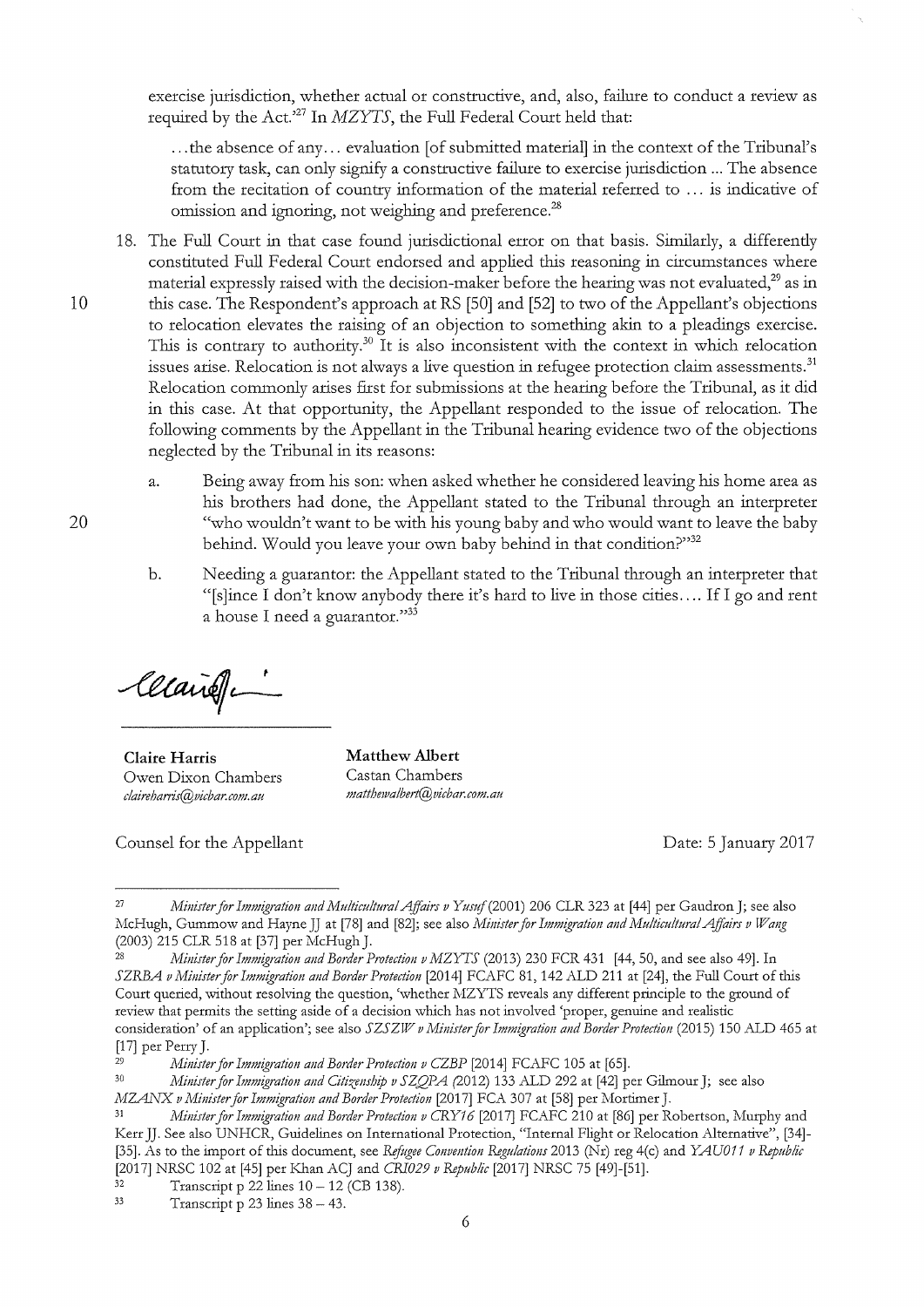exercise jurisdiction, whether actual or constructive, and, also, failure to conduct a review as required by the Act.'[27] In *MZYTS*, the Full Federal Court held that:

> ...the absence of any... evaluation [of submitted material] in the context of the Tribunal's statutory task, can only signify a constructive failure to exercise jurisdiction ... The absence from the recitation of country information of the material referred to ... is indicative of omission and ignoring, not weighing and preference.[28]

18. The Full Court in that case found jurisdictional error on that basis. Similarly, a differently constituted Full Federal Court endorsed and applied this reasoning in circumstances where material expressly raised with the decision-maker before the hearing was not evaluated,[29] as in this case. The Respondent's approach at RS [50] and [52] to two of the Appellant's objections to relocation elevates the raising of an objection to something akin to a pleadings exercise. This is contrary to authority.[30] It is also inconsistent with the context in which relocation issues arise. Relocation is not always a live question in refugee protection claim assessments.[31] Relocation commonly arises first for submissions at the hearing before the Tribunal, as it did in this case. At that opportunity, the Appellant responded to the issue of relocation. The following comments by the Appellant in the Tribunal hearing evidence two of the objections neglected by the Tribunal in its reasons:

    a. Being away from his son: when asked whether he considered leaving his home area as his brothers had done, the Appellant stated to the Tribunal through an interpreter "who wouldn't want to be with his young baby and who would want to leave the baby behind. Would you leave your own baby behind in that condition?"[32]

    b. Needing a guarantor: the Appellant stated to the Tribunal through an interpreter that "[s]ince I don't know anybody there it's hard to live in those cities.... If I go and rent a house I need a guarantor."[33]

**Claire Harris**
Owen Dixon Chambers
*claireharris@vicbar.com.au*

**Matthew Albert**
Castan Chambers
*matthewalbert@vicbar.com.au*

Counsel for the Appellant

Date: 5 January 2017

---

[27] *Minister for Immigration and Multicultural Affairs v Yusuf* (2001) 206 CLR 323 at [44] per Gaudron J; see also McHugh, Gummow and Hayne JJ at [78] and [82]; see also *Minister for Immigration and Multicultural Affairs v Wang* (2003) 215 CLR 518 at [37] per McHugh J.

[28] *Minister for Immigration and Border Protection v MZYTS* (2013) 230 FCR 431 [44, 50, and see also 49]. In *SZRBA v Minister for Immigration and Border Protection* [2014] FCAFC 81, 142 ALD 211 at [24], the Full Court of this Court queried, without resolving the question, 'whether MZYTS reveals any different principle to the ground of review that permits the setting aside of a decision which has not involved 'proper, genuine and realistic consideration' of an application'; see also *SZSZW v Minister for Immigration and Border Protection* (2015) 150 ALD 465 at [17] per Perry J.

[29] *Minister for Immigration and Border Protection v CZBP* [2014] FCAFC 105 at [65].

[30] *Minister for Immigration and Citizenship v SZQPA* (2012) 133 ALD 292 at [42] per Gilmour J; see also *MZANX v Minister for Immigration and Border Protection* [2017] FCA 307 at [58] per Mortimer J.

[31] *Minister for Immigration and Border Protection v CRY16* [2017] FCAFC 210 at [86] per Robertson, Murphy and Kerr JJ. See also UNHCR, Guidelines on International Protection, "Internal Flight or Relocation Alternative", [34]-[35]. As to the import of this document, see *Refugee Convention Regulations* 2013 (Nr) reg 4(c) and *YAU011 v Republic* [2017] NRSC 102 at [45] per Khan ACJ and *CRI029 v Republic* [2017] NRSC 75 [49]-[51].

[32] Transcript p 22 lines 10 – 12 (CB 138).

[33] Transcript p 23 lines 38 – 43.